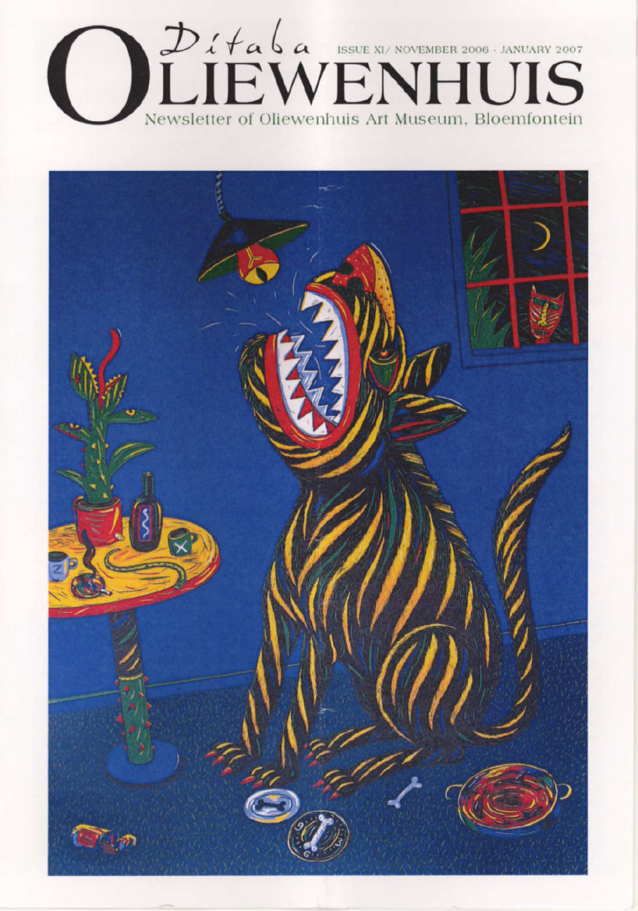# Ditaba OLIEWENHUIS

ISSUE XI/ NOVEMBER 2006 - JANUARY 2007

Newsletter of Oliewenhuis Art Museum, Bloemfontein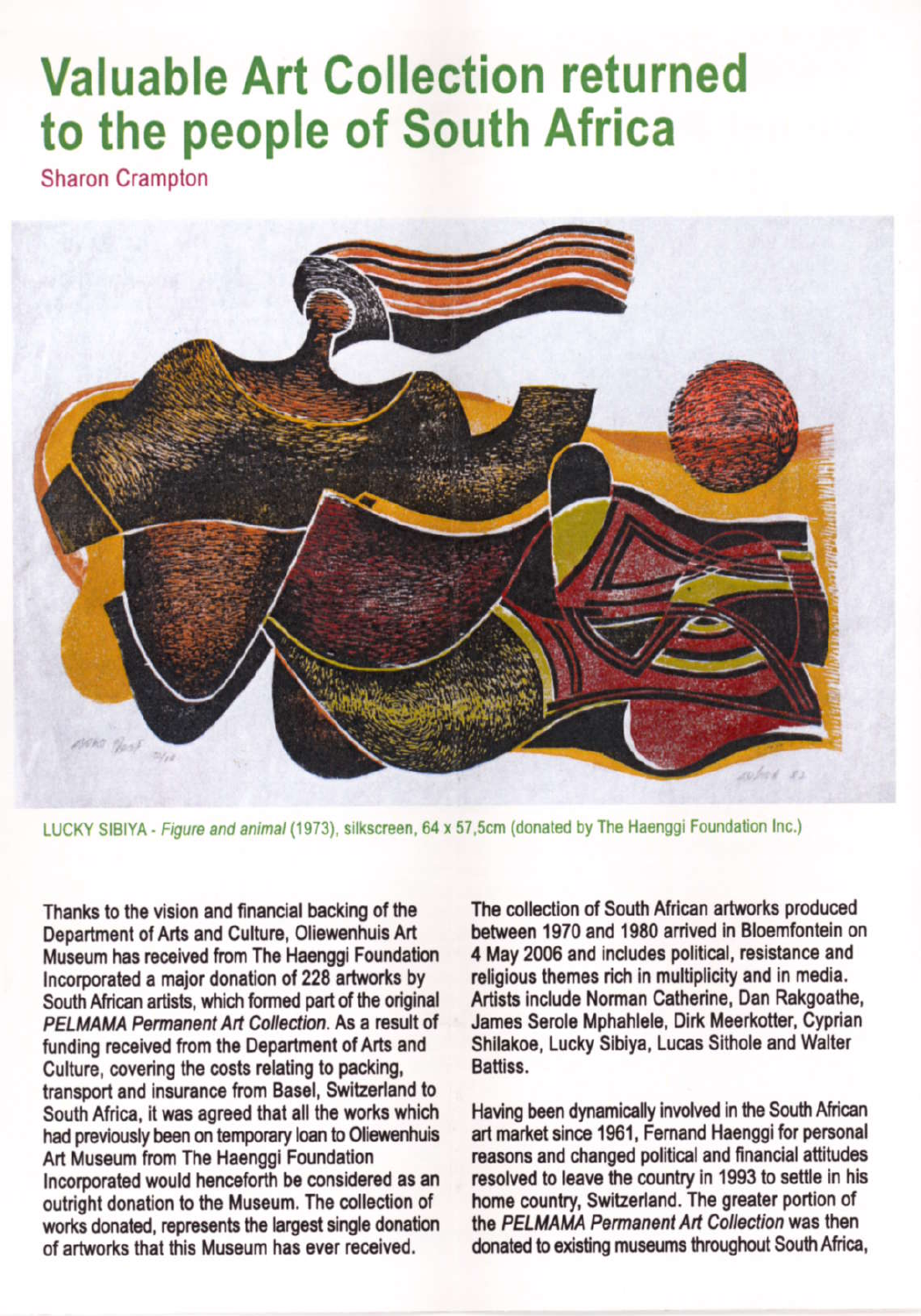# Valuable Art Collection returned to the people of South Africa

Sharon Crampton

LUCKY SIBIYA - *Figure and animal* (1973), silkscreen, 64 x 57,5cm (donated by The Haenggi Foundation Inc.)

Thanks to the vision and financial backing of the Department of Arts and Culture, Oliewenhuis Art Museum has received from The Haenggi Foundation Incorporated a major donation of 228 artworks by South African artists, which formed part of the original *PELMAMA Permanent Art Collection*. As a result of funding received from the Department of Arts and Culture, covering the costs relating to packing, transport and insurance from Basel, Switzerland to South Africa, it was agreed that all the works which had previously been on temporary loan to Oliewenhuis Art Museum from The Haenggi Foundation Incorporated would henceforth be considered as an outright donation to the Museum. The collection of works donated, represents the largest single donation of artworks that this Museum has ever received.

The collection of South African artworks produced between 1970 and 1980 arrived in Bloemfontein on 4 May 2006 and includes political, resistance and religious themes rich in multiplicity and in media. Artists include Norman Catherine, Dan Rakgoathe, James Serole Mphahlele, Dirk Meerkotter, Cyprian Shilakoe, Lucky Sibiya, Lucas Sithole and Walter Battiss.

Having been dynamically involved in the South African art market since 1961, Fernand Haenggi for personal reasons and changed political and financial attitudes resolved to leave the country in 1993 to settle in his home country, Switzerland. The greater portion of the *PELMAMA Permanent Art Collection* was then donated to existing museums throughout South Africa,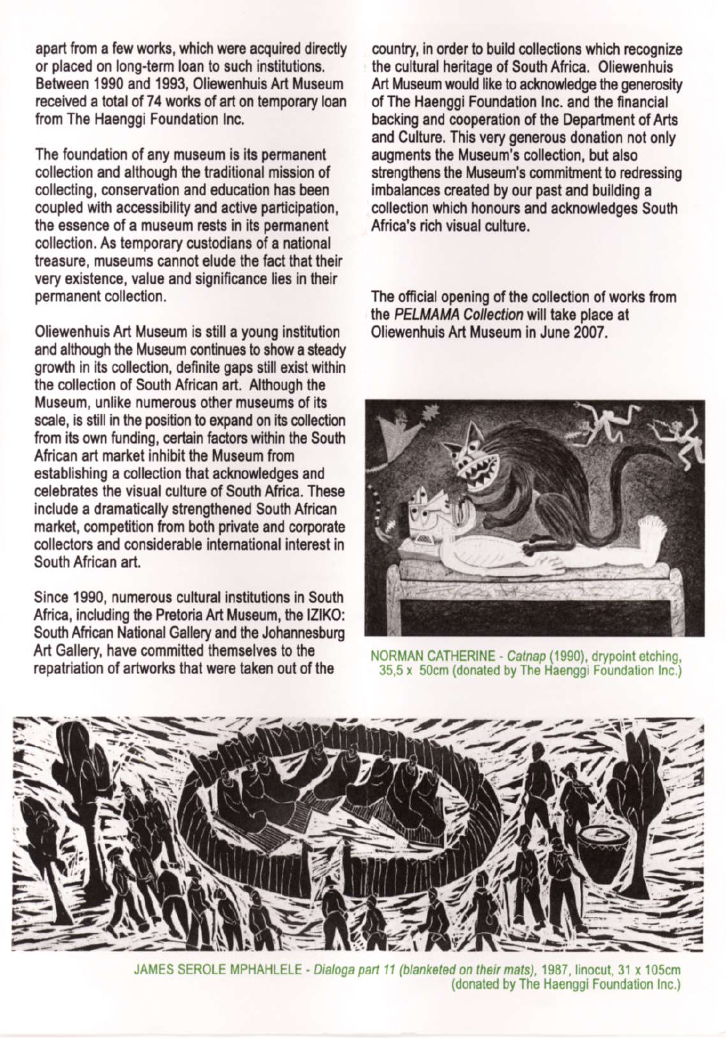apart from a few works, which were acquired directly or placed on long-term loan to such institutions. Between 1990 and 1993, Oliewenhuis Art Museum received a total of 74 works of art on temporary loan from The Haenggi Foundation Inc.

The foundation of any museum is its permanent collection and although the traditional mission of collecting, conservation and education has been coupled with accessibility and active participation, the essence of a museum rests in its permanent collection. As temporary custodians of a national treasure, museums cannot elude the fact that their very existence, value and significance lies in their permanent collection.

Oliewenhuis Art Museum is still a young institution and although the Museum continues to show a steady growth in its collection, definite gaps still exist within the collection of South African art. Although the Museum, unlike numerous other museums of its scale, is still in the position to expand on its collection from its own funding, certain factors within the South African art market inhibit the Museum from establishing a collection that acknowledges and celebrates the visual culture of South Africa. These include a dramatically strengthened South African market, competition from both private and corporate collectors and considerable international interest in South African art.

Since 1990, numerous cultural institutions in South Africa, including the Pretoria Art Museum, the IZIKO: South African National Gallery and the Johannesburg Art Gallery, have committed themselves to the repatriation of artworks that were taken out of the country, in order to build collections which recognize the cultural heritage of South Africa. Oliewenhuis Art Museum would like to acknowledge the generosity of The Haenggi Foundation Inc. and the financial backing and cooperation of the Department of Arts and Culture. This very generous donation not only augments the Museum's collection, but also strengthens the Museum's commitment to redressing imbalances created by our past and building a collection which honours and acknowledges South Africa's rich visual culture.

The official opening of the collection of works from the *PELMAMA Collection* will take place at Oliewenhuis Art Museum in June 2007.

NORMAN CATHERINE - *Catnap* (1990), drypoint etching, 35,5 x 50cm (donated by The Haenggi Foundation Inc.)

JAMES SEROLE MPHAHLELE - *Dialoga part 11 (blanketed on their mats)*, 1987, linocut, 31 x 105cm (donated by The Haenggi Foundation Inc.)